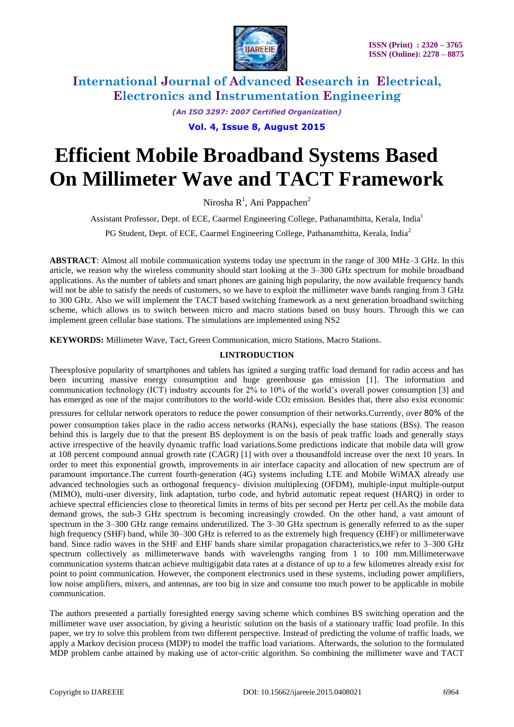# Efficient Mobile Broadband Systems Based On Millimeter Wave and TACT Framework

Nirosha R[1], Ani Pappachen[2]

Assistant Professor, Dept. of ECE, Caarmel Engineering College, Pathanamthitta, Kerala, India[1]

PG Student, Dept. of ECE, Caarmel Engineering College, Pathanamthitta, Kerala, India[2]

**ABSTRACT**: Almost all mobile communication systems today use spectrum in the range of 300 MHz–3 GHz. In this article, we reason why the wireless community should start looking at the 3–300 GHz spectrum for mobile broadband applications. As the number of tablets and smart phones are gaining high popularity, the now available frequency bands will not be able to satisfy the needs of customers, so we have to exploit the millimeter wave bands ranging from 3 GHz to 300 GHz. Also we will implement the TACT based switching framework as a next generation broadband switching scheme, which allows us to switch between micro and macro stations based on busy hours. Through this we can implement green cellular base stations. The simulations are implemented using NS2

**KEYWORDS:** Millimeter Wave, Tact, Green Communication, micro Stations, Macro Stations.

## I.INTRODUCTION

Theexplosive popularity of smartphones and tablets has ignited a surging traffic load demand for radio access and has been incurring massive energy consumption and huge greenhouse gas emission [1]. The information and communication technology (ICT) industry accounts for 2% to 10% of the world's overall power consumption [3] and has emerged as one of the major contributors to the world-wide $CO_2$ emission. Besides that, there also exist economic pressures for cellular network operators to reduce the power consumption of their networks.Currently, over 80% of the power consumption takes place in the radio access networks (RANs), especially the base stations (BSs). The reason behind this is largely due to that the present BS deployment is on the basis of peak traffic loads and generally stays active irrespective of the heavily dynamic traffic load variations.Some predictions indicate that mobile data will grow at 108 percent compound annual growth rate (CAGR) [1] with over a thousandfold increase over the next 10 years. In order to meet this exponential growth, improvements in air interface capacity and allocation of new spectrum are of paramount importance.The current fourth-generation (4G) systems including LTE and Mobile WiMAX already use advanced technologies such as orthogonal frequency- division multiplexing (OFDM), multiple-input multiple-output (MIMO), multi-user diversity, link adaptation, turbo code, and hybrid automatic repeat request (HARQ) in order to achieve spectral efficiencies close to theoretical limits in terms of bits per second per Hertz per cell.As the mobile data demand grows, the sub-3 GHz spectrum is becoming increasingly crowded. On the other hand, a vast amount of spectrum in the 3–300 GHz range remains underutilized. The 3–30 GHz spectrum is generally referred to as the super high frequency (SHF) band, while 30–300 GHz is referred to as the extremely high frequency (EHF) or millimeterwave band. Since radio waves in the SHF and EHF bands share similar propagation characteristics,we refer to 3–300 GHz spectrum collectively as millimeterwave bands with wavelengths ranging from 1 to 100 mm.Millimeterwave communication systems thatcan achieve multigigabit data rates at a distance of up to a few kilometres already exist for point to point communication. However, the component electronics used in these systems, including power amplifiers, low noise amplifiers, mixers, and antennas, are too big in size and consume too much power to be applicable in mobile communication.

The authors presented a partially foresighted energy saving scheme which combines BS switching operation and the millimeter wave user association, by giving a heuristic solution on the basis of a stationary traffic load profile. In this paper, we try to solve this problem from two different perspective. Instead of predicting the volume of traffic loads, we apply a Markov decision process (MDP) to model the traffic load variations. Afterwards, the solution to the formulated MDP problem canbe attained by making use of actor-critic algorithm. So combining the millimeter wave and TACT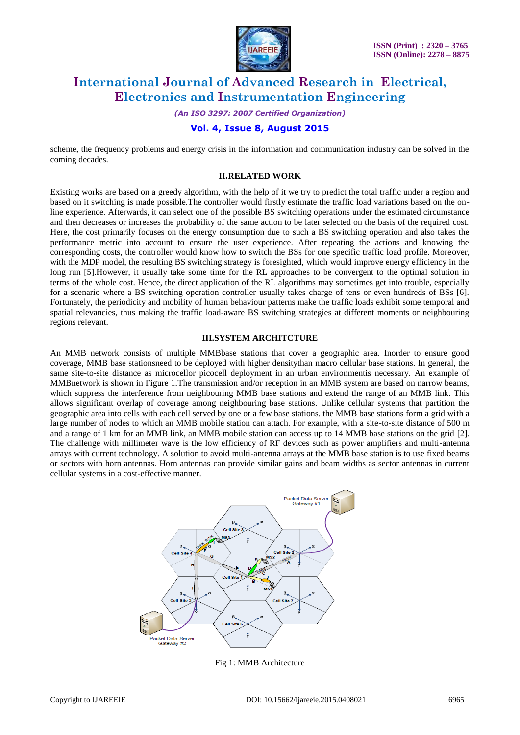scheme, the frequency problems and energy crisis in the information and communication industry can be solved in the coming decades.

## II.RELATED WORK

Existing works are based on a greedy algorithm, with the help of it we try to predict the total traffic under a region and based on it switching is made possible.The controller would firstly estimate the traffic load variations based on the on-line experience. Afterwards, it can select one of the possible BS switching operations under the estimated circumstance and then decreases or increases the probability of the same action to be later selected on the basis of the required cost. Here, the cost primarily focuses on the energy consumption due to such a BS switching operation and also takes the performance metric into account to ensure the user experience. After repeating the actions and knowing the corresponding costs, the controller would know how to switch the BSs for one specific traffic load profile. Moreover, with the MDP model, the resulting BS switching strategy is foresighted, which would improve energy efficiency in the long run [5].However, it usually take some time for the RL approaches to be convergent to the optimal solution in terms of the whole cost. Hence, the direct application of the RL algorithms may sometimes get into trouble, especially for a scenario where a BS switching operation controller usually takes charge of tens or even hundreds of BSs [6]. Fortunately, the periodicity and mobility of human behaviour patterns make the traffic loads exhibit some temporal and spatial relevancies, thus making the traffic load-aware BS switching strategies at different moments or neighbouring regions relevant.

## III.SYSTEM ARCHITCTURE

An MMB network consists of multiple MMBbase stations that cover a geographic area. Inorder to ensure good coverage, MMB base stationsneed to be deployed with higher densitythan macro cellular base stations. In general, the same site-to-site distance as microcellor picocell deployment in an urban environmentis necessary. An example of MMBnetwork is shown in Figure 1.The transmission and/or reception in an MMB system are based on narrow beams, which suppress the interference from neighbouring MMB base stations and extend the range of an MMB link. This allows significant overlap of coverage among neighbouring base stations. Unlike cellular systems that partition the geographic area into cells with each cell served by one or a few base stations, the MMB base stations form a grid with a large number of nodes to which an MMB mobile station can attach. For example, with a site-to-site distance of 500 m and a range of 1 km for an MMB link, an MMB mobile station can access up to 14 MMB base stations on the grid [2]. The challenge with millimeter wave is the low efficiency of RF devices such as power amplifiers and multi-antenna arrays with current technology. A solution to avoid multi-antenna arrays at the MMB base station is to use fixed beams or sectors with horn antennas. Horn antennas can provide similar gains and beam widths as sector antennas in current cellular systems in a cost-effective manner.

Fig 1: MMB Architecture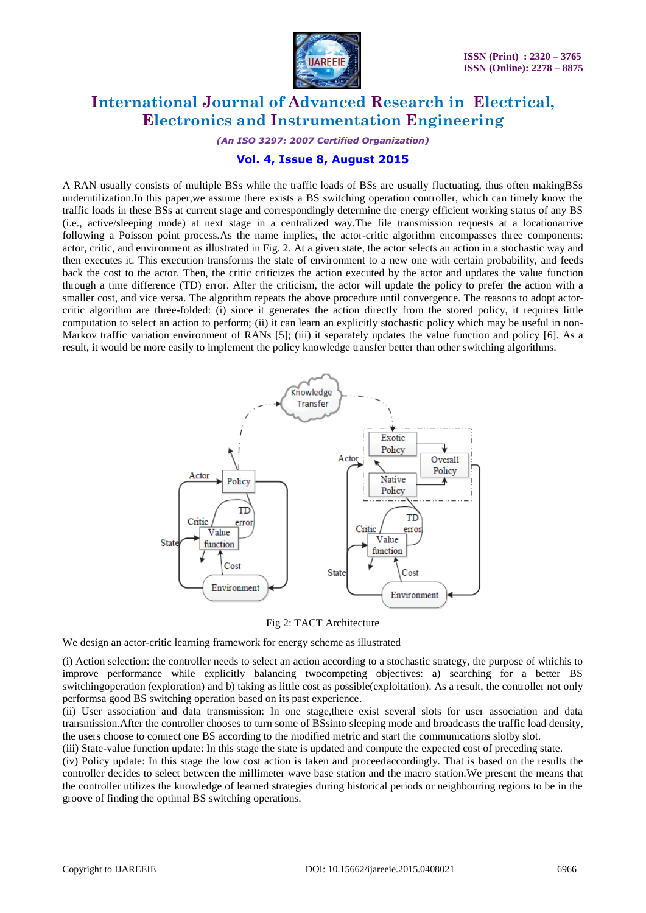A RAN usually consists of multiple BSs while the traffic loads of BSs are usually fluctuating, thus often makingBSs underutilization.In this paper,we assume there exists a BS switching operation controller, which can timely know the traffic loads in these BSs at current stage and correspondingly determine the energy efficient working status of any BS (i.e., active/sleeping mode) at next stage in a centralized way.The file transmission requests at a locationarrive following a Poisson point process.As the name implies, the actor-critic algorithm encompasses three components: actor, critic, and environment as illustrated in Fig. 2. At a given state, the actor selects an action in a stochastic way and then executes it. This execution transforms the state of environment to a new one with certain probability, and feeds back the cost to the actor. Then, the critic criticizes the action executed by the actor and updates the value function through a time difference (TD) error. After the criticism, the actor will update the policy to prefer the action with a smaller cost, and vice versa. The algorithm repeats the above procedure until convergence. The reasons to adopt actor-critic algorithm are three-folded: (i) since it generates the action directly from the stored policy, it requires little computation to select an action to perform; (ii) it can learn an explicitly stochastic policy which may be useful in non-Markov traffic variation environment of RANs [5]; (iii) it separately updates the value function and policy [6]. As a result, it would be more easily to implement the policy knowledge transfer better than other switching algorithms.

Fig 2: TACT Architecture

We design an actor-critic learning framework for energy scheme as illustrated

(i) Action selection: the controller needs to select an action according to a stochastic strategy, the purpose of whichis to improve performance while explicitly balancing twocompeting objectives: a) searching for a better BS switchingoperation (exploration) and b) taking as little cost as possible(exploitation). As a result, the controller not only performsa good BS switching operation based on its past experience.
(ii) User association and data transmission: In one stage,there exist several slots for user association and data transmission.After the controller chooses to turn some of BSsinto sleeping mode and broadcasts the traffic load density, the users choose to connect one BS according to the modified metric and start the communications slotby slot.
(iii) State-value function update: In this stage the state is updated and compute the expected cost of preceding state.
(iv) Policy update: In this stage the low cost action is taken and proceedaccordingly. That is based on the results the controller decides to select between the millimeter wave base station and the macro station.We present the means that the controller utilizes the knowledge of learned strategies during historical periods or neighbouring regions to be in the groove of finding the optimal BS switching operations.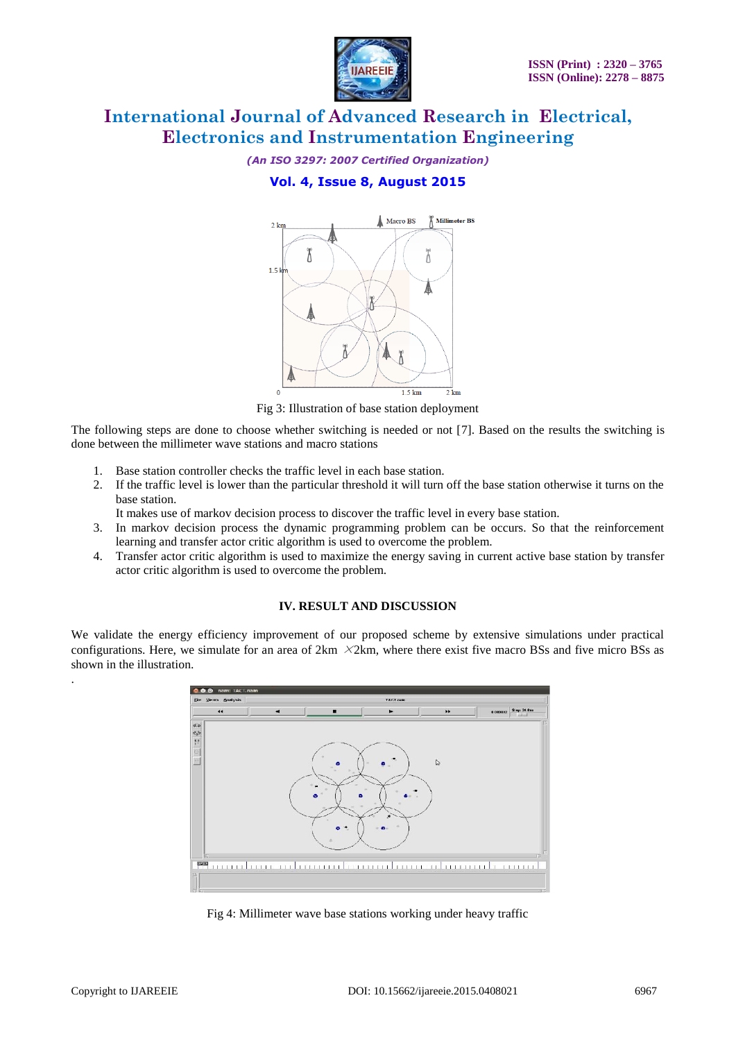Fig 3: Illustration of base station deployment

The following steps are done to choose whether switching is needed or not [7]. Based on the results the switching is done between the millimeter wave stations and macro stations

1. Base station controller checks the traffic level in each base station.
2. If the traffic level is lower than the particular threshold it will turn off the base station otherwise it turns on the base station.
   It makes use of markov decision process to discover the traffic level in every base station.
3. In markov decision process the dynamic programming problem can be occurs. So that the reinforcement learning and transfer actor critic algorithm is used to overcome the problem.
4. Transfer actor critic algorithm is used to maximize the energy saving in current active base station by transfer actor critic algorithm is used to overcome the problem.

## IV. RESULT AND DISCUSSION

We validate the energy efficiency improvement of our proposed scheme by extensive simulations under practical configurations. Here, we simulate for an area of 2km $\times$2km, where there exist five macro BSs and five micro BSs as shown in the illustration.

.

Fig 4: Millimeter wave base stations working under heavy traffic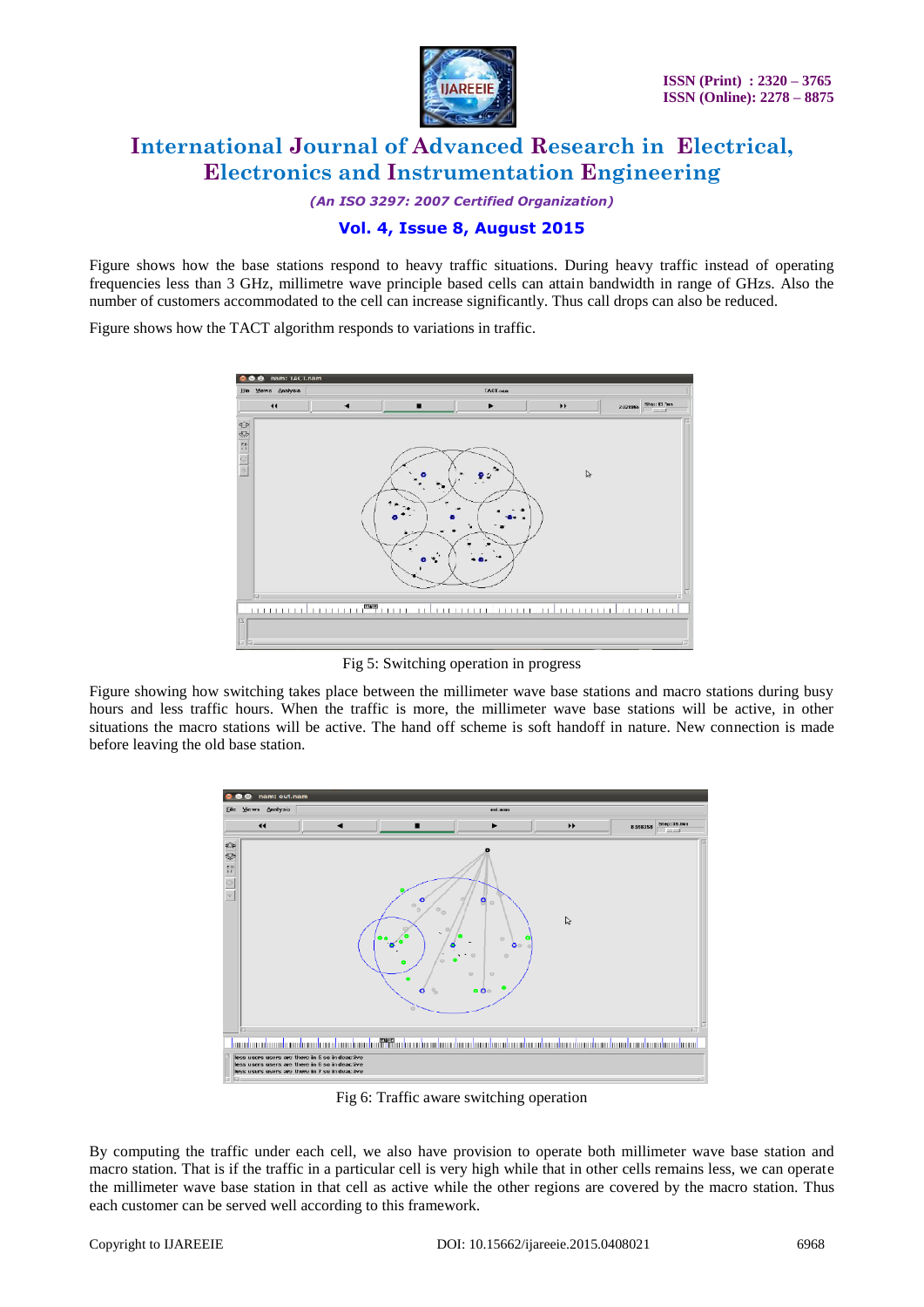Figure shows how the base stations respond to heavy traffic situations. During heavy traffic instead of operating frequencies less than 3 GHz, millimetre wave principle based cells can attain bandwidth in range of GHzs. Also the number of customers accommodated to the cell can increase significantly. Thus call drops can also be reduced.

Figure shows how the TACT algorithm responds to variations in traffic.

Fig 5: Switching operation in progress

Figure showing how switching takes place between the millimeter wave base stations and macro stations during busy hours and less traffic hours. When the traffic is more, the millimeter wave base stations will be active, in other situations the macro stations will be active. The hand off scheme is soft handoff in nature. New connection is made before leaving the old base station.

Fig 6: Traffic aware switching operation

By computing the traffic under each cell, we also have provision to operate both millimeter wave base station and macro station. That is if the traffic in a particular cell is very high while that in other cells remains less, we can operate the millimeter wave base station in that cell as active while the other regions are covered by the macro station. Thus each customer can be served well according to this framework.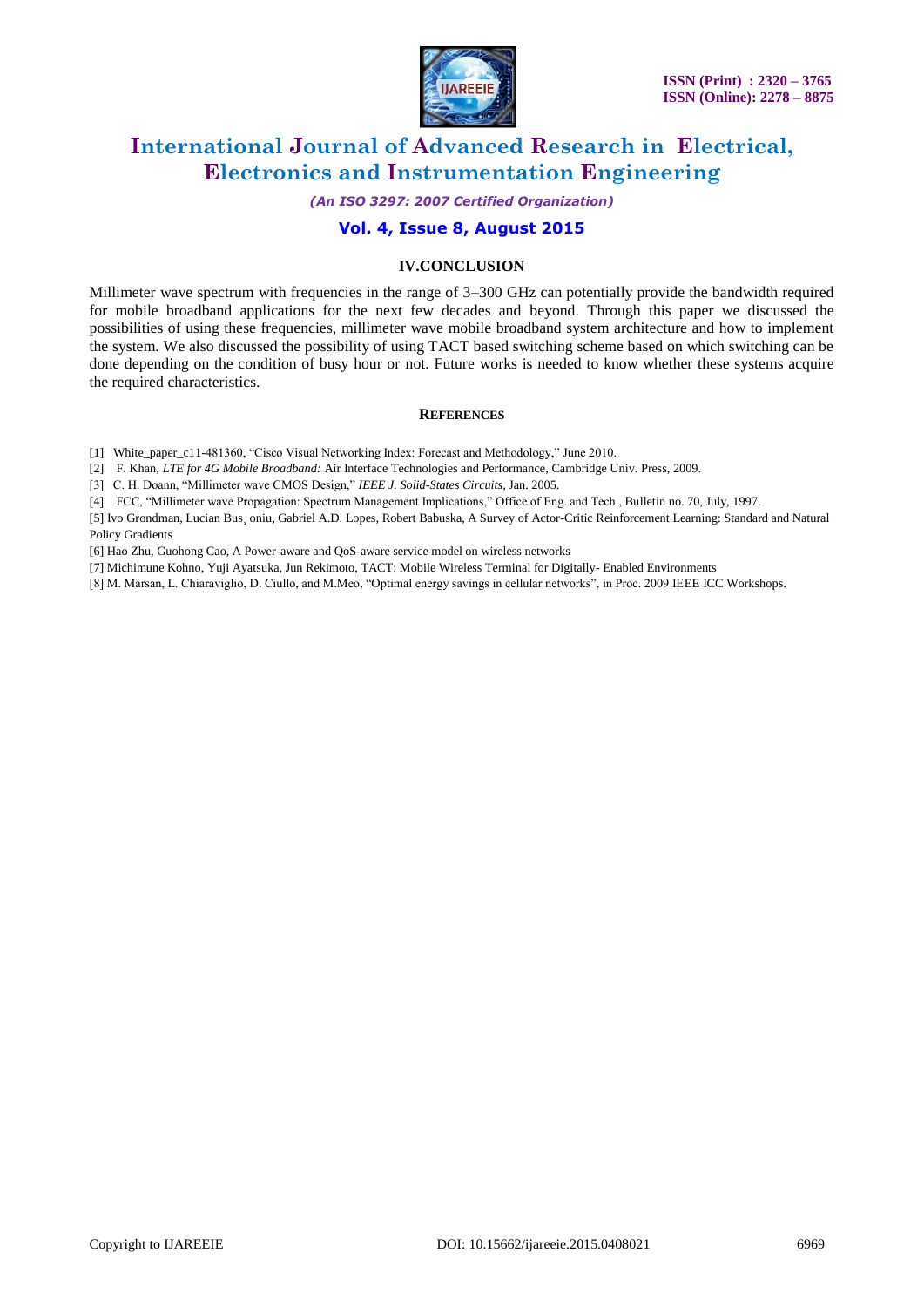## IV.CONCLUSION

Millimeter wave spectrum with frequencies in the range of 3–300 GHz can potentially provide the bandwidth required for mobile broadband applications for the next few decades and beyond. Through this paper we discussed the possibilities of using these frequencies, millimeter wave mobile broadband system architecture and how to implement the system. We also discussed the possibility of using TACT based switching scheme based on which switching can be done depending on the condition of busy hour or not. Future works is needed to know whether these systems acquire the required characteristics.

## REFERENCES

[1] White_paper_c11-481360, "Cisco Visual Networking Index: Forecast and Methodology," June 2010.

[2] F. Khan, *LTE for 4G Mobile Broadband:* Air Interface Technologies and Performance, Cambridge Univ. Press, 2009.

[3] C. H. Doann, "Millimeter wave CMOS Design," *IEEE J. Solid-States Circuits*, Jan. 2005.

[4] FCC, "Millimeter wave Propagation: Spectrum Management Implications," Office of Eng. and Tech., Bulletin no. 70, July, 1997.

[5] Ivo Grondman, Lucian Bus¸ oniu, Gabriel A.D. Lopes, Robert Babuska, A Survey of Actor-Critic Reinforcement Learning: Standard and Natural Policy Gradients

[6] Hao Zhu, Guohong Cao, A Power-aware and QoS-aware service model on wireless networks

[7] Michimune Kohno, Yuji Ayatsuka, Jun Rekimoto, TACT: Mobile Wireless Terminal for Digitally- Enabled Environments

[8] M. Marsan, L. Chiaraviglio, D. Ciullo, and M.Meo, "Optimal energy savings in cellular networks", in Proc. 2009 IEEE ICC Workshops.